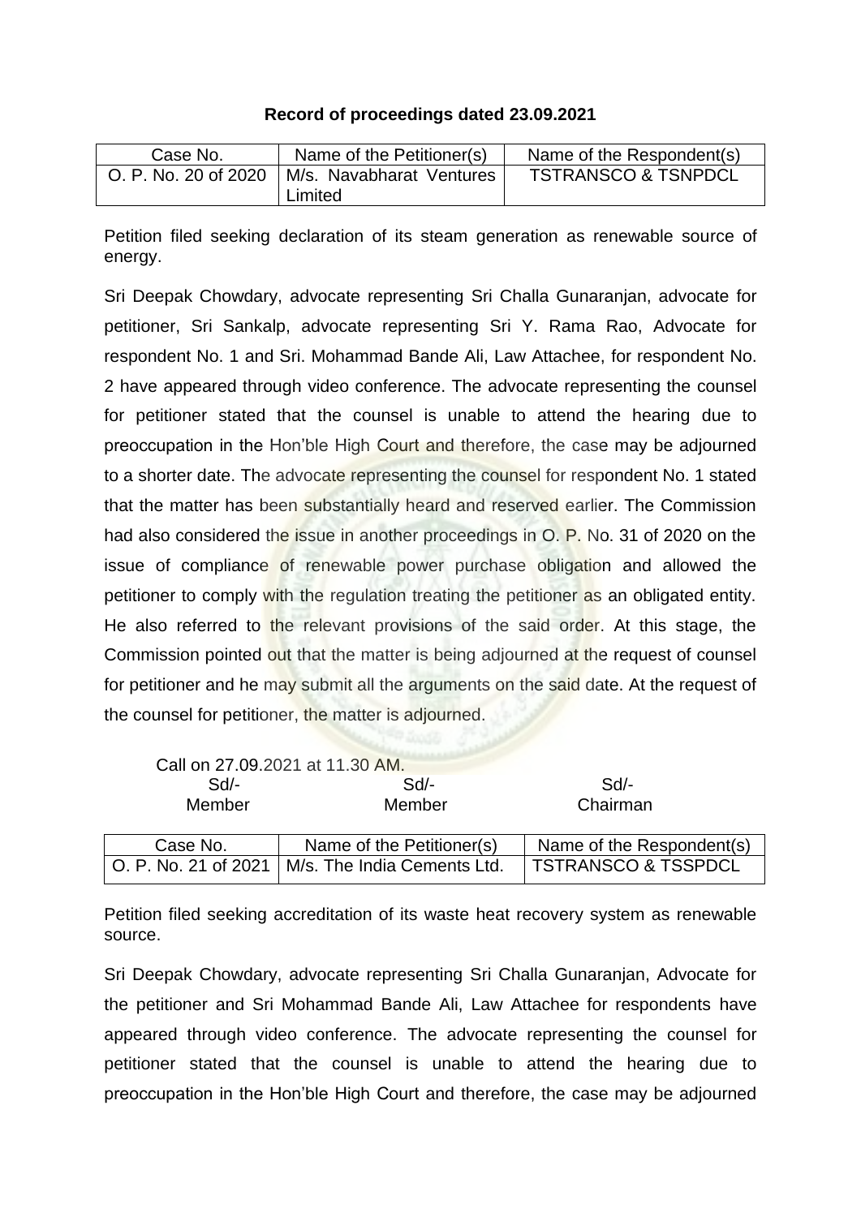**Record of proceedings dated 23.09.2021**

| Case No. | Name of the Petitioner(s) | Name of the Respondent(s) |
|---|---|---|
| O. P. No. 20 of 2020 | M/s. Navabharat Ventures Limited | TSTRANSCO & TSNPDCL |

Petition filed seeking declaration of its steam generation as renewable source of energy.

Sri Deepak Chowdary, advocate representing Sri Challa Gunaranjan, advocate for petitioner, Sri Sankalp, advocate representing Sri Y. Rama Rao, Advocate for respondent No. 1 and Sri. Mohammad Bande Ali, Law Attachee, for respondent No. 2 have appeared through video conference. The advocate representing the counsel for petitioner stated that the counsel is unable to attend the hearing due to preoccupation in the Hon'ble High Court and therefore, the case may be adjourned to a shorter date. The advocate representing the counsel for respondent No. 1 stated that the matter has been substantially heard and reserved earlier. The Commission had also considered the issue in another proceedings in O. P. No. 31 of 2020 on the issue of compliance of renewable power purchase obligation and allowed the petitioner to comply with the regulation treating the petitioner as an obligated entity. He also referred to the relevant provisions of the said order. At this stage, the Commission pointed out that the matter is being adjourned at the request of counsel for petitioner and he may submit all the arguments on the said date. At the request of the counsel for petitioner, the matter is adjourned.

Call on 27.09.2021 at 11.30 AM.

| Sd/- | Sd/- | Sd/- |
|---|---|---|
| Member | Member | Chairman |

| Case No. | Name of the Petitioner(s) | Name of the Respondent(s) |
|---|---|---|
| O. P. No. 21 of 2021 | M/s. The India Cements Ltd. | TSTRANSCO & TSSPDCL |

Petition filed seeking accreditation of its waste heat recovery system as renewable source.

Sri Deepak Chowdary, advocate representing Sri Challa Gunaranjan, Advocate for the petitioner and Sri Mohammad Bande Ali, Law Attachee for respondents have appeared through video conference. The advocate representing the counsel for petitioner stated that the counsel is unable to attend the hearing due to preoccupation in the Hon'ble High Court and therefore, the case may be adjourned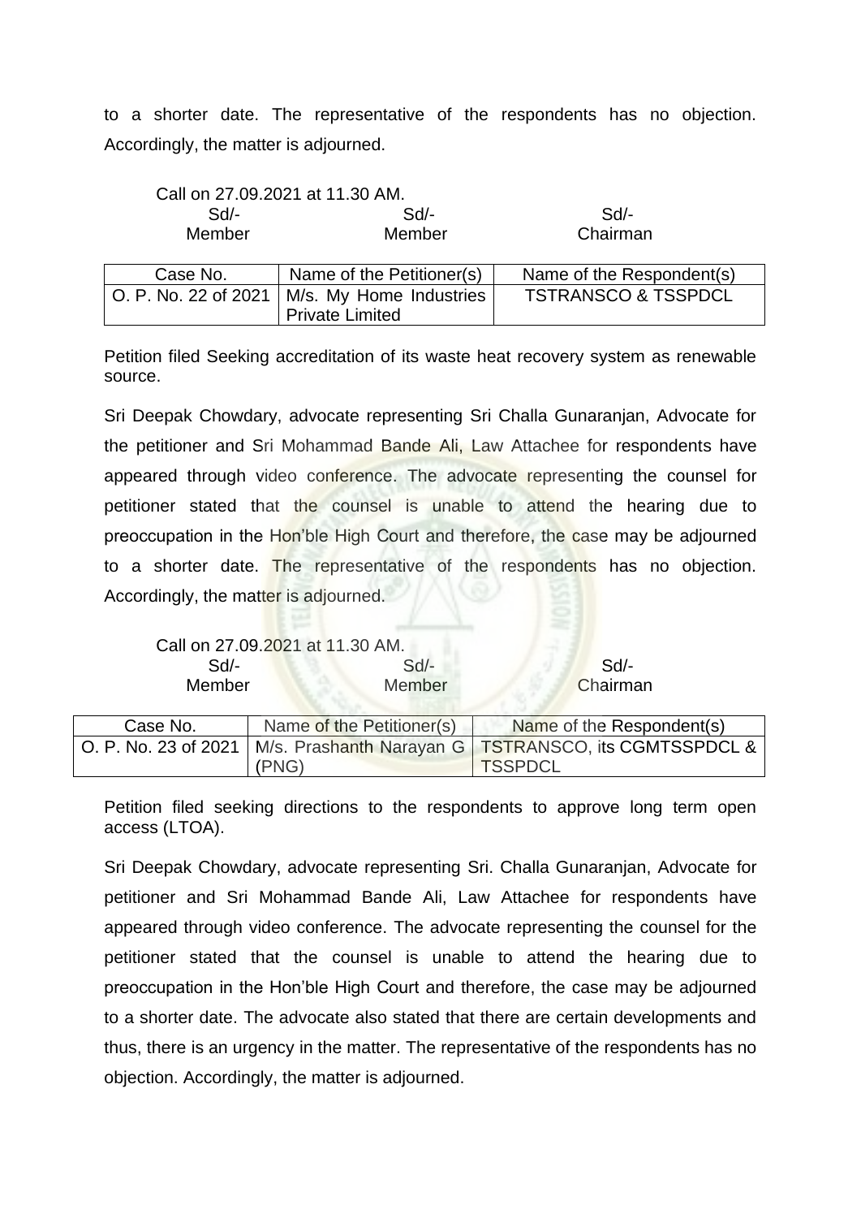to a shorter date. The representative of the respondents has no objection. Accordingly, the matter is adjourned.

Call on 27.09.2021 at 11.30 AM.

| Sd/- | Sd/- | Sd/- |
|---|---|---|
| Member | Member | Chairman |

| Case No. | Name of the Petitioner(s) | Name of the Respondent(s) |
|---|---|---|
| O. P. No. 22 of 2021 | M/s. My Home Industries Private Limited | TSTRANSCO & TSSPDCL |

Petition filed Seeking accreditation of its waste heat recovery system as renewable source.

Sri Deepak Chowdary, advocate representing Sri Challa Gunaranjan, Advocate for the petitioner and Sri Mohammad Bande Ali, Law Attachee for respondents have appeared through video conference. The advocate representing the counsel for petitioner stated that the counsel is unable to attend the hearing due to preoccupation in the Hon'ble High Court and therefore, the case may be adjourned to a shorter date. The representative of the respondents has no objection. Accordingly, the matter is adjourned.

Call on 27.09.2021 at 11.30 AM.

| Sd/- | Sd/- | Sd/- |
|---|---|---|
| Member | Member | Chairman |

| Case No. | Name of the Petitioner(s) | Name of the Respondent(s) |
|---|---|---|
| O. P. No. 23 of 2021 | M/s. Prashanth Narayan G (PNG) | TSTRANSCO, its CGMTSSPDCL & TSSPDCL |

Petition filed seeking directions to the respondents to approve long term open access (LTOA).

Sri Deepak Chowdary, advocate representing Sri. Challa Gunaranjan, Advocate for petitioner and Sri Mohammad Bande Ali, Law Attachee for respondents have appeared through video conference. The advocate representing the counsel for the petitioner stated that the counsel is unable to attend the hearing due to preoccupation in the Hon'ble High Court and therefore, the case may be adjourned to a shorter date. The advocate also stated that there are certain developments and thus, there is an urgency in the matter. The representative of the respondents has no objection. Accordingly, the matter is adjourned.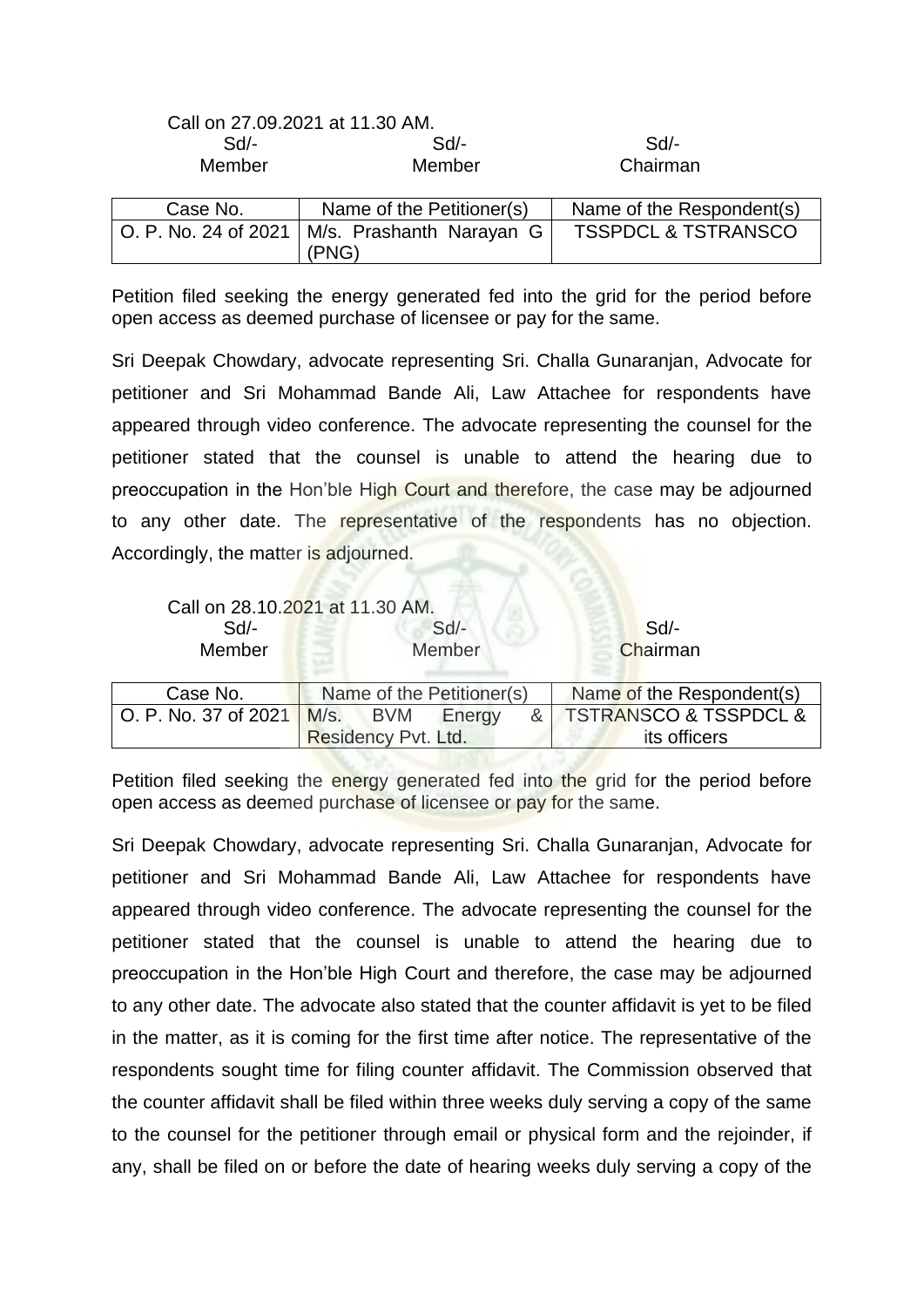Call on 27.09.2021 at 11.30 AM.

| Sd/- | Sd/- | Sd/- |
|---|---|---|
| Member | Member | Chairman |

| Case No. | Name of the Petitioner(s) | Name of the Respondent(s) |
|---|---|---|
| O. P. No. 24 of 2021 | M/s. Prashanth Narayan G (PNG) | TSSPDCL & TSTRANSCO |

Petition filed seeking the energy generated fed into the grid for the period before open access as deemed purchase of licensee or pay for the same.

Sri Deepak Chowdary, advocate representing Sri. Challa Gunaranjan, Advocate for petitioner and Sri Mohammad Bande Ali, Law Attachee for respondents have appeared through video conference. The advocate representing the counsel for the petitioner stated that the counsel is unable to attend the hearing due to preoccupation in the Hon'ble High Court and therefore, the case may be adjourned to any other date. The representative of the respondents has no objection. Accordingly, the matter is adjourned.

Call on 28.10.2021 at 11.30 AM.

| Sd/- | Sd/- | Sd/- |
|---|---|---|
| Member | Member | Chairman |

| Case No. | Name of the Petitioner(s) | Name of the Respondent(s) |
|---|---|---|
| O. P. No. 37 of 2021 | M/s. BVM Energy & Residency Pvt. Ltd. | TSTRANSCO & TSSPDCL & its officers |

Petition filed seeking the energy generated fed into the grid for the period before open access as deemed purchase of licensee or pay for the same.

Sri Deepak Chowdary, advocate representing Sri. Challa Gunaranjan, Advocate for petitioner and Sri Mohammad Bande Ali, Law Attachee for respondents have appeared through video conference. The advocate representing the counsel for the petitioner stated that the counsel is unable to attend the hearing due to preoccupation in the Hon'ble High Court and therefore, the case may be adjourned to any other date. The advocate also stated that the counter affidavit is yet to be filed in the matter, as it is coming for the first time after notice. The representative of the respondents sought time for filing counter affidavit. The Commission observed that the counter affidavit shall be filed within three weeks duly serving a copy of the same to the counsel for the petitioner through email or physical form and the rejoinder, if any, shall be filed on or before the date of hearing weeks duly serving a copy of the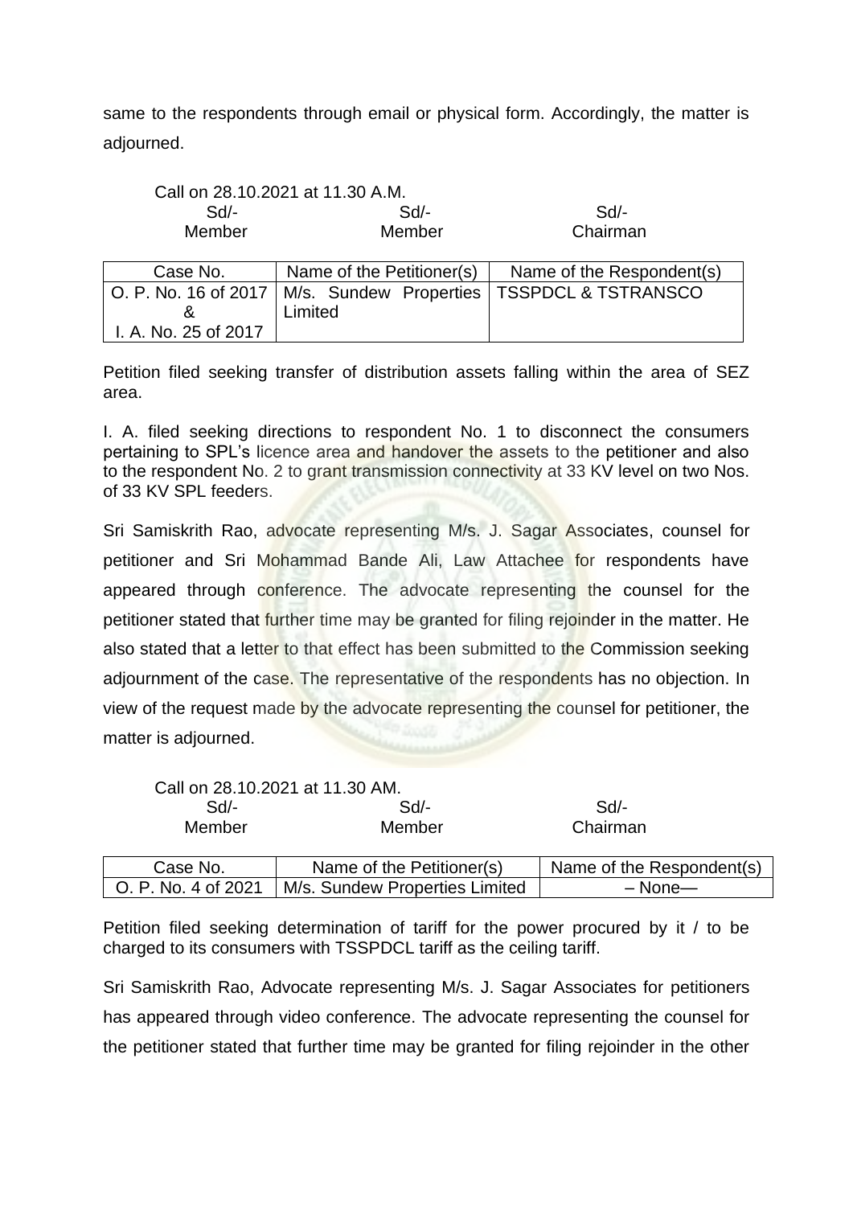same to the respondents through email or physical form. Accordingly, the matter is adjourned.

Call on 28.10.2021 at 11.30 A.M.

| Sd/- | Sd/- | Sd/- |
|---|---|---|
| Member | Member | Chairman |

| Case No. | Name of the Petitioner(s) | Name of the Respondent(s) |
|---|---|---|
| O. P. No. 16 of 2017 & I. A. No. 25 of 2017 | M/s. Sundew Properties Limited | TSSPDCL & TSTRANSCO |

Petition filed seeking transfer of distribution assets falling within the area of SEZ area.

I. A. filed seeking directions to respondent No. 1 to disconnect the consumers pertaining to SPL's licence area and handover the assets to the petitioner and also to the respondent No. 2 to grant transmission connectivity at 33 KV level on two Nos. of 33 KV SPL feeders.

Sri Samiskrith Rao, advocate representing M/s. J. Sagar Associates, counsel for petitioner and Sri Mohammad Bande Ali, Law Attachee for respondents have appeared through conference. The advocate representing the counsel for the petitioner stated that further time may be granted for filing rejoinder in the matter. He also stated that a letter to that effect has been submitted to the Commission seeking adjournment of the case. The representative of the respondents has no objection. In view of the request made by the advocate representing the counsel for petitioner, the matter is adjourned.

Call on 28.10.2021 at 11.30 AM.

| Sd/- | Sd/- | Sd/- |
|---|---|---|
| Member | Member | Chairman |

| Case No. | Name of the Petitioner(s) | Name of the Respondent(s) |
|---|---|---|
| O. P. No. 4 of 2021 | M/s. Sundew Properties Limited | – None— |

Petition filed seeking determination of tariff for the power procured by it / to be charged to its consumers with TSSPDCL tariff as the ceiling tariff.

Sri Samiskrith Rao, Advocate representing M/s. J. Sagar Associates for petitioners has appeared through video conference. The advocate representing the counsel for the petitioner stated that further time may be granted for filing rejoinder in the other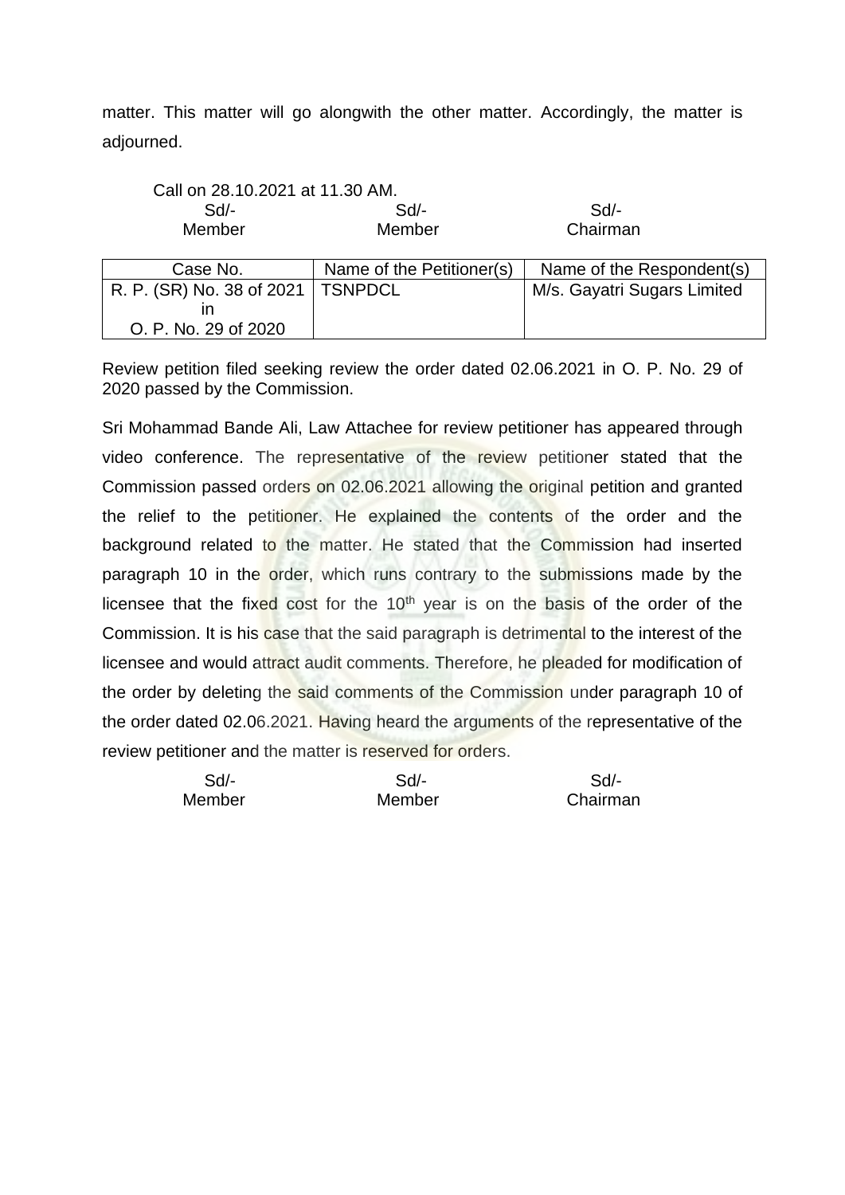matter. This matter will go alongwith the other matter. Accordingly, the matter is adjourned.

Call on 28.10.2021 at 11.30 AM.

| Sd/- | Sd/- | Sd/- |
|---|---|---|
| Member | Member | Chairman |

| Case No. | Name of the Petitioner(s) | Name of the Respondent(s) |
|---|---|---|
| R. P. (SR) No. 38 of 2021 in O. P. No. 29 of 2020 | TSNPDCL | M/s. Gayatri Sugars Limited |

Review petition filed seeking review the order dated 02.06.2021 in O. P. No. 29 of 2020 passed by the Commission.

Sri Mohammad Bande Ali, Law Attachee for review petitioner has appeared through video conference. The representative of the review petitioner stated that the Commission passed orders on 02.06.2021 allowing the original petition and granted the relief to the petitioner. He explained the contents of the order and the background related to the matter. He stated that the Commission had inserted paragraph 10 in the order, which runs contrary to the submissions made by the licensee that the fixed cost for the 10th year is on the basis of the order of the Commission. It is his case that the said paragraph is detrimental to the interest of the licensee and would attract audit comments. Therefore, he pleaded for modification of the order by deleting the said comments of the Commission under paragraph 10 of the order dated 02.06.2021. Having heard the arguments of the representative of the review petitioner and the matter is reserved for orders.

| Sd/- | Sd/- | Sd/- |
|---|---|---|
| Member | Member | Chairman |